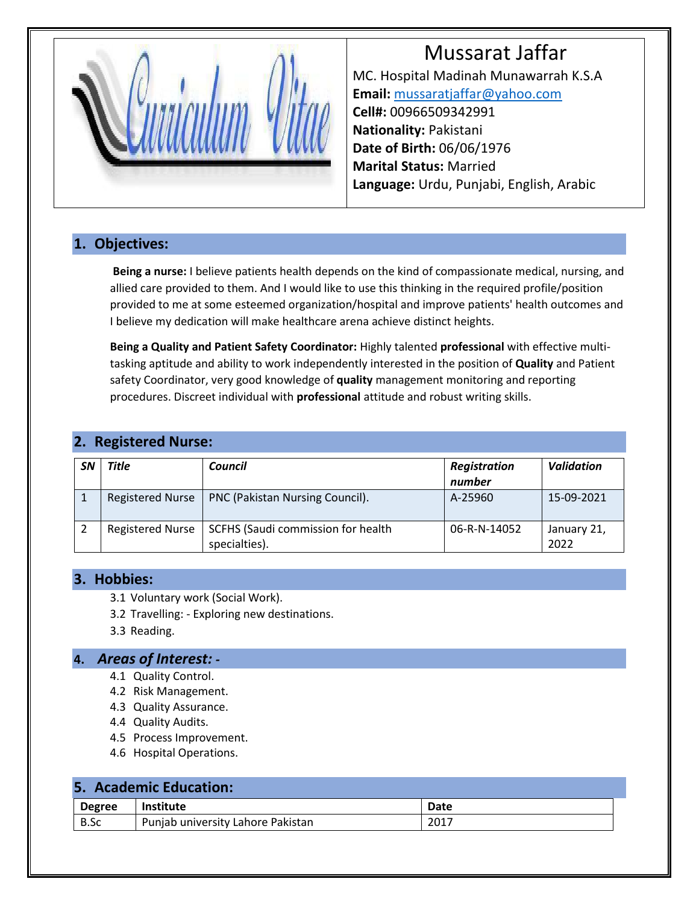# Mussarat Jaffar

MC. Hospital Madinah Munawarrah K.S.A
**Email:** mussaratjaffar@yahoo.com
**Cell#:** 00966509342991
**Nationality:** Pakistani
**Date of Birth:** 06/06/1976
**Marital Status:** Married
**Language:** Urdu, Punjabi, English, Arabic

## 1. Objectives:

**Being a nurse:** I believe patients health depends on the kind of compassionate medical, nursing, and allied care provided to them. And I would like to use this thinking in the required profile/position provided to me at some esteemed organization/hospital and improve patients' health outcomes and I believe my dedication will make healthcare arena achieve distinct heights.

**Being a Quality and Patient Safety Coordinator:** Highly talented **professional** with effective multi-tasking aptitude and ability to work independently interested in the position of **Quality** and Patient safety Coordinator, very good knowledge of **quality** management monitoring and reporting procedures. Discreet individual with **professional** attitude and robust writing skills.

## 2. Registered Nurse:

| *SN* | *Title* | *Council* | *Registration number* | *Validation* |
|---|---|---|---|---|
| 1 | Registered Nurse | PNC (Pakistan Nursing Council). | A-25960 | 15-09-2021 |
| 2 | Registered Nurse | SCFHS (Saudi commission for health specialties). | 06-R-N-14052 | January 21, 2022 |

## 3. Hobbies:

3.1 Voluntary work (Social Work).
3.2 Travelling: - Exploring new destinations.
3.3 Reading.

## 4. *Areas of Interest: -*

4.1 Quality Control.
4.2 Risk Management.
4.3 Quality Assurance.
4.4 Quality Audits.
4.5 Process Improvement.
4.6 Hospital Operations.

## 5. Academic Education:

| Degree | Institute | Date |
|---|---|---|
| B.Sc | Punjab university Lahore Pakistan | 2017 |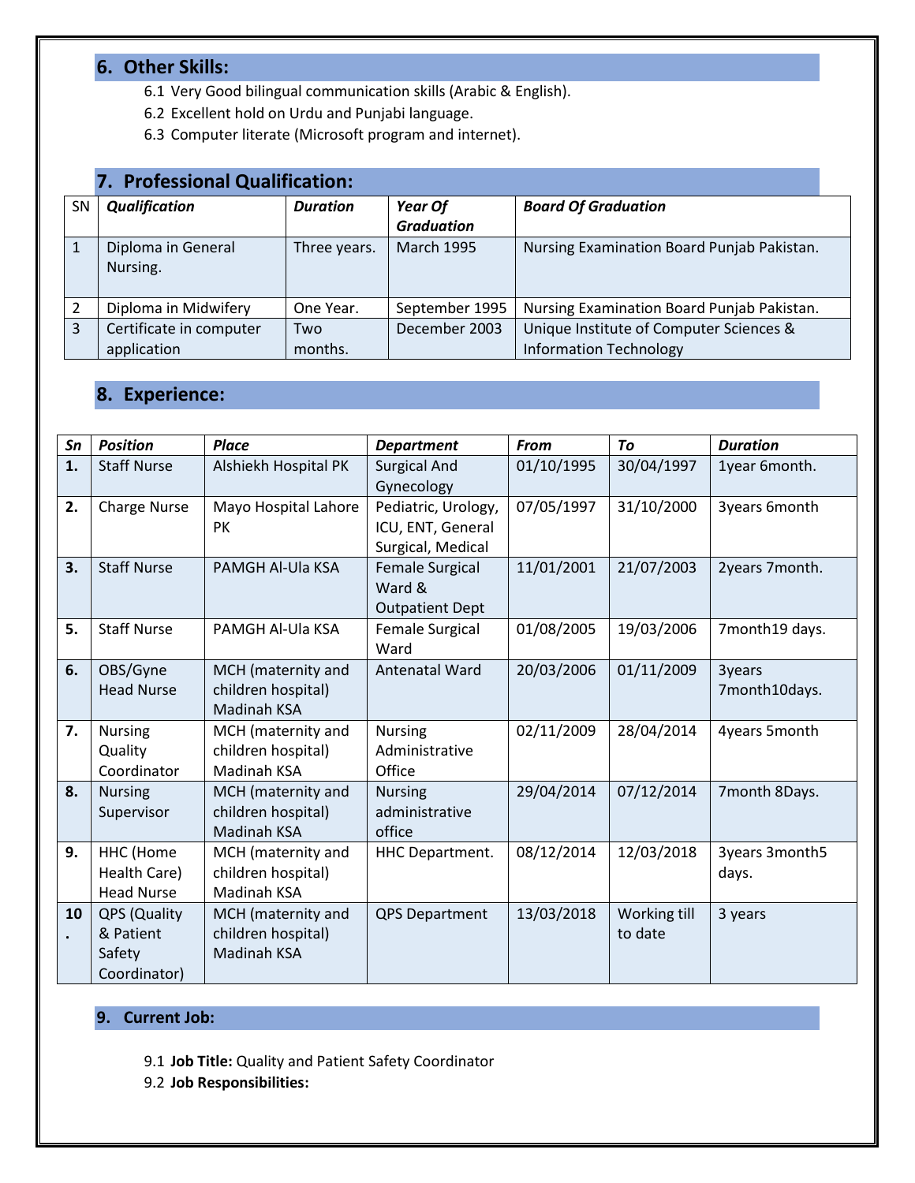## 6. Other Skills:

6.1 Very Good bilingual communication skills (Arabic & English).
6.2 Excellent hold on Urdu and Punjabi language.
6.3 Computer literate (Microsoft program and internet).

## 7. Professional Qualification:

| SN | *Qualification* | *Duration* | *Year Of Graduation* | *Board Of Graduation* |
|---|---|---|---|---|
| 1 | Diploma in General Nursing. | Three years. | March 1995 | Nursing Examination Board Punjab Pakistan. |
| 2 | Diploma in Midwifery | One Year. | September 1995 | Nursing Examination Board Punjab Pakistan. |
| 3 | Certificate in computer application | Two months. | December 2003 | Unique Institute of Computer Sciences & Information Technology |

## 8. Experience:

| *Sn* | *Position* | *Place* | *Department* | *From* | *To* | *Duration* |
|---|---|---|---|---|---|---|
| **1.** | Staff Nurse | Alshiekh Hospital PK | Surgical And Gynecology | 01/10/1995 | 30/04/1997 | 1year 6month. |
| **2.** | Charge Nurse | Mayo Hospital Lahore PK | Pediatric, Urology, ICU, ENT, General Surgical, Medical | 07/05/1997 | 31/10/2000 | 3years 6month |
| **3.** | Staff Nurse | PAMGH Al-Ula KSA | Female Surgical Ward & Outpatient Dept | 11/01/2001 | 21/07/2003 | 2years 7month. |
| **5.** | Staff Nurse | PAMGH Al-Ula KSA | Female Surgical Ward | 01/08/2005 | 19/03/2006 | 7month19 days. |
| **6.** | OBS/Gyne Head Nurse | MCH (maternity and children hospital) Madinah KSA | Antenatal Ward | 20/03/2006 | 01/11/2009 | 3years 7month10days. |
| **7.** | Nursing Quality Coordinator | MCH (maternity and children hospital) Madinah KSA | Nursing Administrative Office | 02/11/2009 | 28/04/2014 | 4years 5month |
| **8.** | Nursing Supervisor | MCH (maternity and children hospital) Madinah KSA | Nursing administrative office | 29/04/2014 | 07/12/2014 | 7month 8Days. |
| **9.** | HHC (Home Health Care) Head Nurse | MCH (maternity and children hospital) Madinah KSA | HHC Department. | 08/12/2014 | 12/03/2018 | 3years 3month5 days. |
| **10.** | QPS (Quality & Patient Safety Coordinator) | MCH (maternity and children hospital) Madinah KSA | QPS Department | 13/03/2018 | Working till to date | 3 years |

## 9. Current Job:

9.1 **Job Title:** Quality and Patient Safety Coordinator
9.2 **Job Responsibilities:**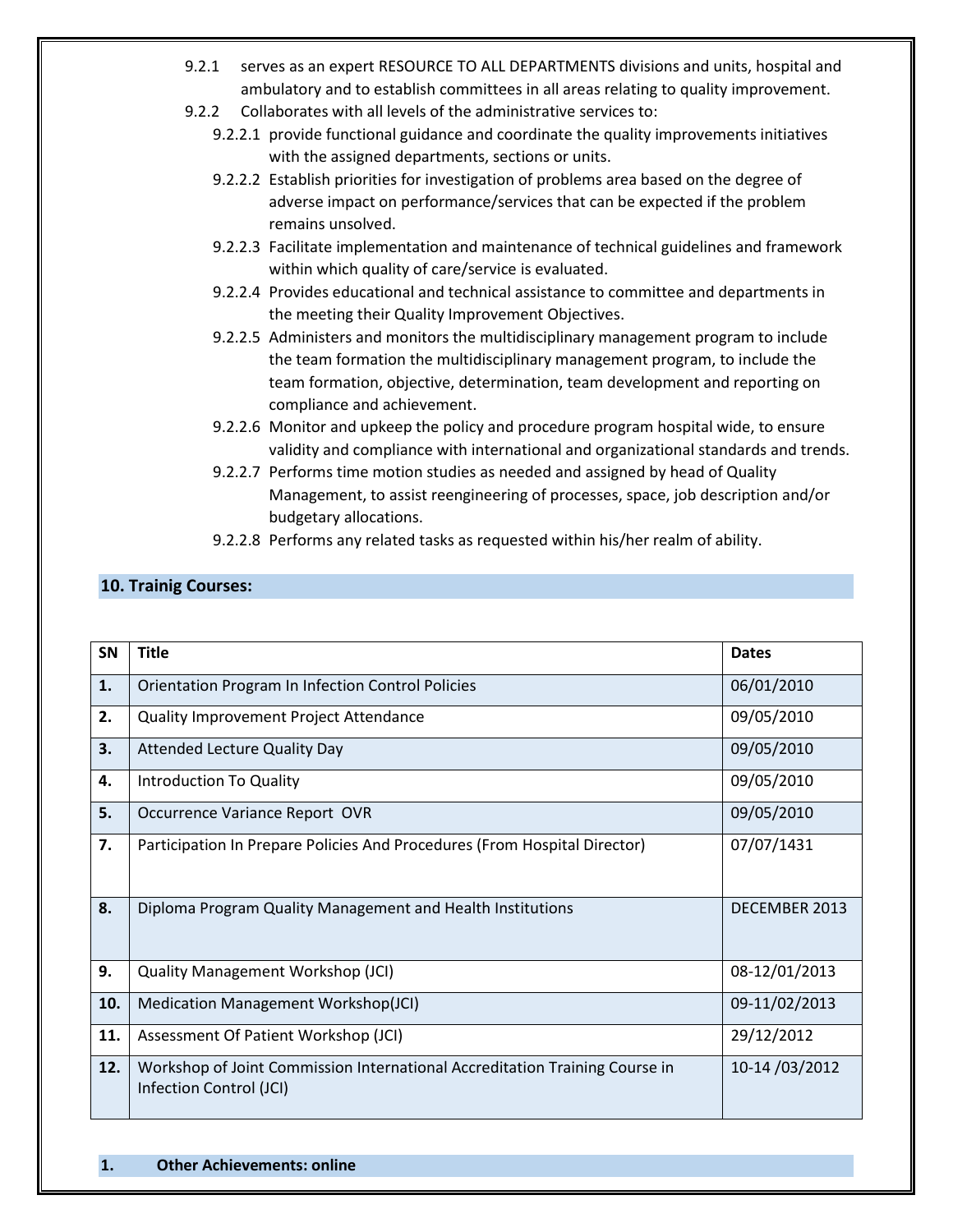- 9.2.1 serves as an expert RESOURCE TO ALL DEPARTMENTS divisions and units, hospital and ambulatory and to establish committees in all areas relating to quality improvement.
- 9.2.2 Collaborates with all levels of the administrative services to:
  - 9.2.2.1 provide functional guidance and coordinate the quality improvements initiatives with the assigned departments, sections or units.
  - 9.2.2.2 Establish priorities for investigation of problems area based on the degree of adverse impact on performance/services that can be expected if the problem remains unsolved.
  - 9.2.2.3 Facilitate implementation and maintenance of technical guidelines and framework within which quality of care/service is evaluated.
  - 9.2.2.4 Provides educational and technical assistance to committee and departments in the meeting their Quality Improvement Objectives.
  - 9.2.2.5 Administers and monitors the multidisciplinary management program to include the team formation the multidisciplinary management program, to include the team formation, objective, determination, team development and reporting on compliance and achievement.
  - 9.2.2.6 Monitor and upkeep the policy and procedure program hospital wide, to ensure validity and compliance with international and organizational standards and trends.
  - 9.2.2.7 Performs time motion studies as needed and assigned by head of Quality Management, to assist reengineering of processes, space, job description and/or budgetary allocations.
  - 9.2.2.8 Performs any related tasks as requested within his/her realm of ability.

## 10. Trainig Courses:

| SN | Title | Dates |
|---|---|---|
| **1.** | Orientation Program In Infection Control Policies | 06/01/2010 |
| **2.** | Quality Improvement Project Attendance | 09/05/2010 |
| **3.** | Attended Lecture Quality Day | 09/05/2010 |
| **4.** | Introduction To Quality | 09/05/2010 |
| **5.** | Occurrence Variance Report OVR | 09/05/2010 |
| **7.** | Participation In Prepare Policies And Procedures (From Hospital Director) | 07/07/1431 |
| **8.** | Diploma Program Quality Management and Health Institutions | DECEMBER 2013 |
| **9.** | Quality Management Workshop (JCI) | 08-12/01/2013 |
| **10.** | Medication Management Workshop(JCI) | 09-11/02/2013 |
| **11.** | Assessment Of Patient Workshop (JCI) | 29/12/2012 |
| **12.** | Workshop of Joint Commission International Accreditation Training Course in Infection Control (JCI) | 10-14 /03/2012 |

## 1. Other Achievements: online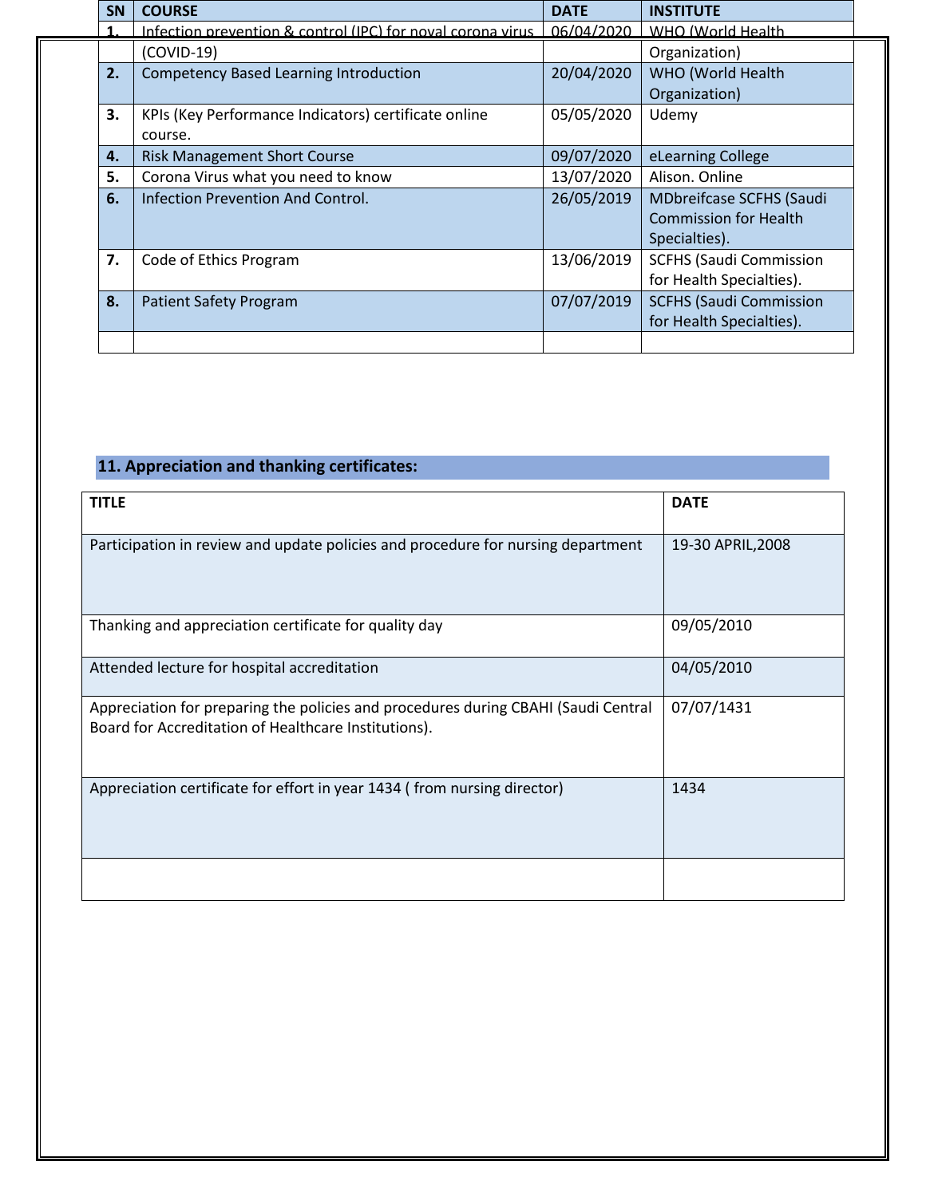| SN | COURSE | DATE | INSTITUTE |
|---|---|---|---|
| 1. | Infection prevention & control (IPC) for noval corona virus (COVID-19) | 06/04/2020 | WHO (World Health Organization) |
| 2. | Competency Based Learning Introduction | 20/04/2020 | WHO (World Health Organization) |
| 3. | KPIs (Key Performance Indicators) certificate online course. | 05/05/2020 | Udemy |
| 4. | Risk Management Short Course | 09/07/2020 | eLearning College |
| 5. | Corona Virus what you need to know | 13/07/2020 | Alison. Online |
| 6. | Infection Prevention And Control. | 26/05/2019 | MDbreifcase SCFHS (Saudi Commission for Health Specialties). |
| 7. | Code of Ethics Program | 13/06/2019 | SCFHS (Saudi Commission for Health Specialties). |
| 8. | Patient Safety Program | 07/07/2019 | SCFHS (Saudi Commission for Health Specialties). |
| | | | |

## 11. Appreciation and thanking certificates:

| TITLE | DATE |
|---|---|
| Participation in review and update policies and procedure for nursing department | 19-30 APRIL,2008 |
| Thanking and appreciation certificate for quality day | 09/05/2010 |
| Attended lecture for hospital accreditation | 04/05/2010 |
| Appreciation for preparing the policies and procedures during CBAHI (Saudi Central Board for Accreditation of Healthcare Institutions). | 07/07/1431 |
| Appreciation certificate for effort in year 1434 ( from nursing director) | 1434 |
| | |